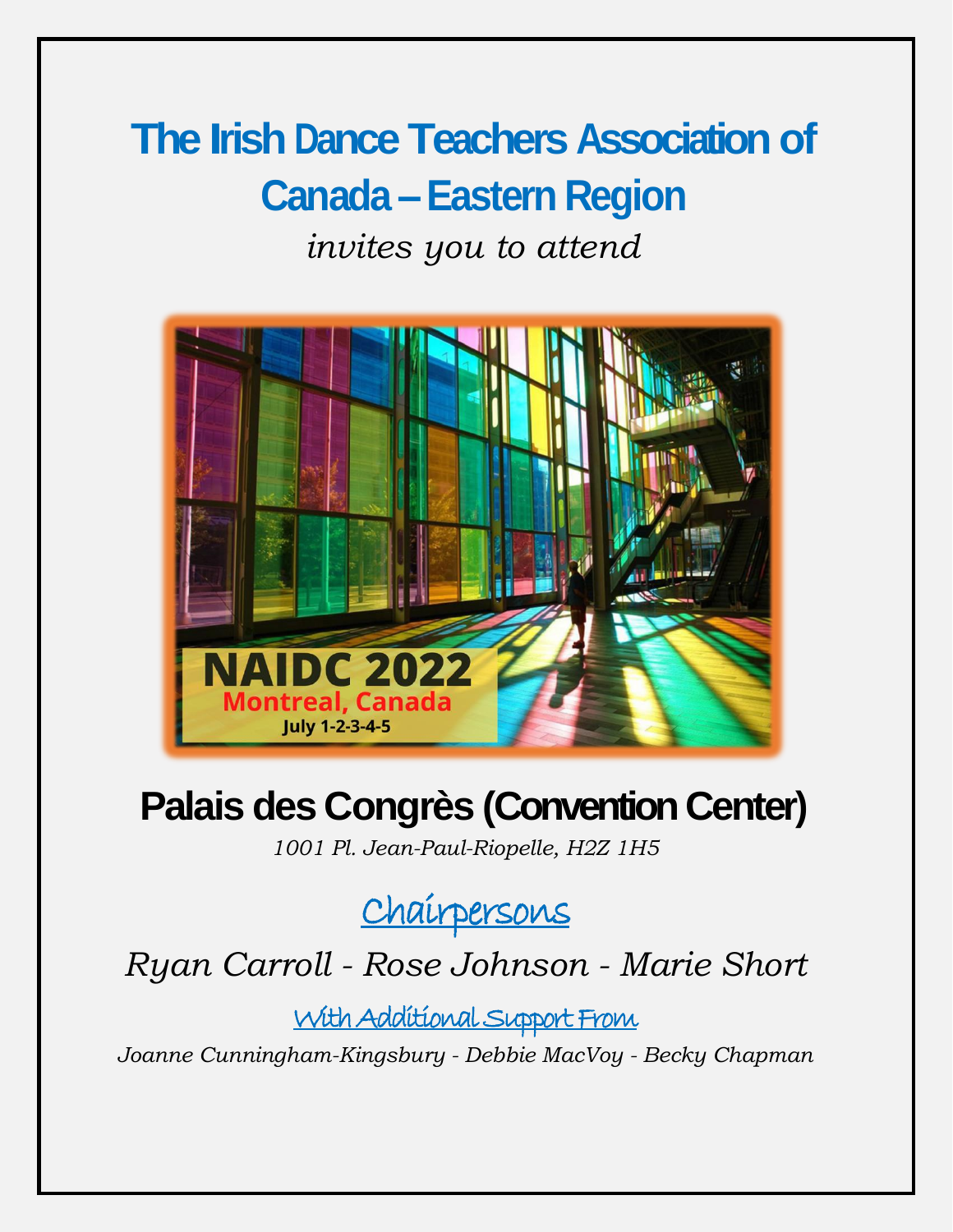# The Irish Dance Teachers Association of Canada – Eastern Region

*invites you to attend*

NAIDC 2022

Montreal, Canada

July 1-2-3-4-5

## Palais des Congrès (Convention Center)

*1001 Pl. Jean-Paul-Riopelle, H2Z 1H5*

### Chairpersons

*Ryan Carroll - Rose Johnson - Marie Short*

#### With Additional Support From

*Joanne Cunningham-Kingsbury - Debbie MacVoy - Becky Chapman*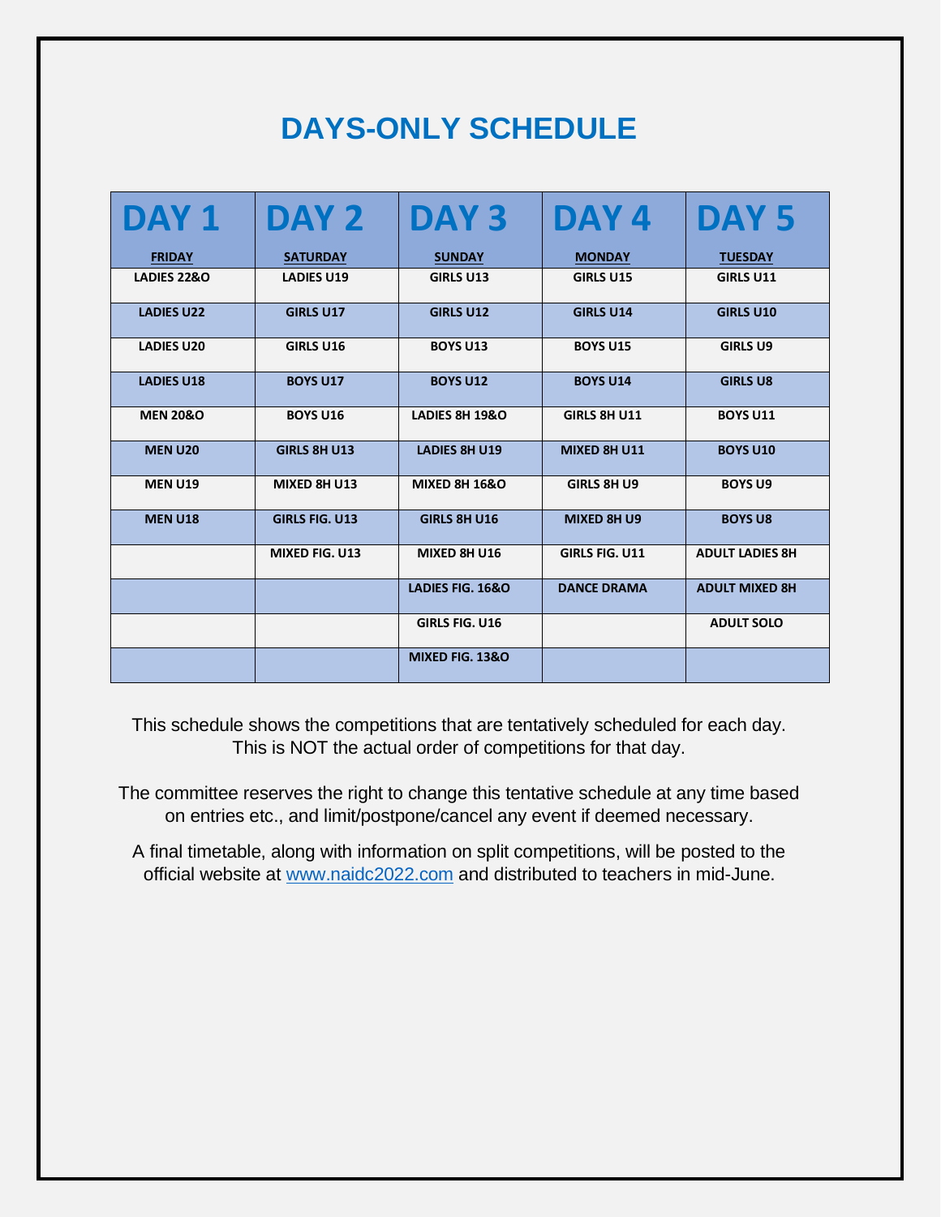# DAYS-ONLY SCHEDULE

| DAY 1<br>FRIDAY | DAY 2<br>SATURDAY | DAY 3<br>SUNDAY | DAY 4<br>MONDAY | DAY 5<br>TUESDAY |
|---|---|---|---|---|
| LADIES 22&O | LADIES U19 | GIRLS U13 | GIRLS U15 | GIRLS U11 |
| LADIES U22 | GIRLS U17 | GIRLS U12 | GIRLS U14 | GIRLS U10 |
| LADIES U20 | GIRLS U16 | BOYS U13 | BOYS U15 | GIRLS U9 |
| LADIES U18 | BOYS U17 | BOYS U12 | BOYS U14 | GIRLS U8 |
| MEN 20&O | BOYS U16 | LADIES 8H 19&O | GIRLS 8H U11 | BOYS U11 |
| MEN U20 | GIRLS 8H U13 | LADIES 8H U19 | MIXED 8H U11 | BOYS U10 |
| MEN U19 | MIXED 8H U13 | MIXED 8H 16&O | GIRLS 8H U9 | BOYS U9 |
| MEN U18 | GIRLS FIG. U13 | GIRLS 8H U16 | MIXED 8H U9 | BOYS U8 |
| | MIXED FIG. U13 | MIXED 8H U16 | GIRLS FIG. U11 | ADULT LADIES 8H |
| | | LADIES FIG. 16&O | DANCE DRAMA | ADULT MIXED 8H |
| | | GIRLS FIG. U16 | | ADULT SOLO |
| | | MIXED FIG. 13&O | | |

This schedule shows the competitions that are tentatively scheduled for each day. This is NOT the actual order of competitions for that day.

The committee reserves the right to change this tentative schedule at any time based on entries etc., and limit/postpone/cancel any event if deemed necessary.

A final timetable, along with information on split competitions, will be posted to the official website at www.naidc2022.com and distributed to teachers in mid-June.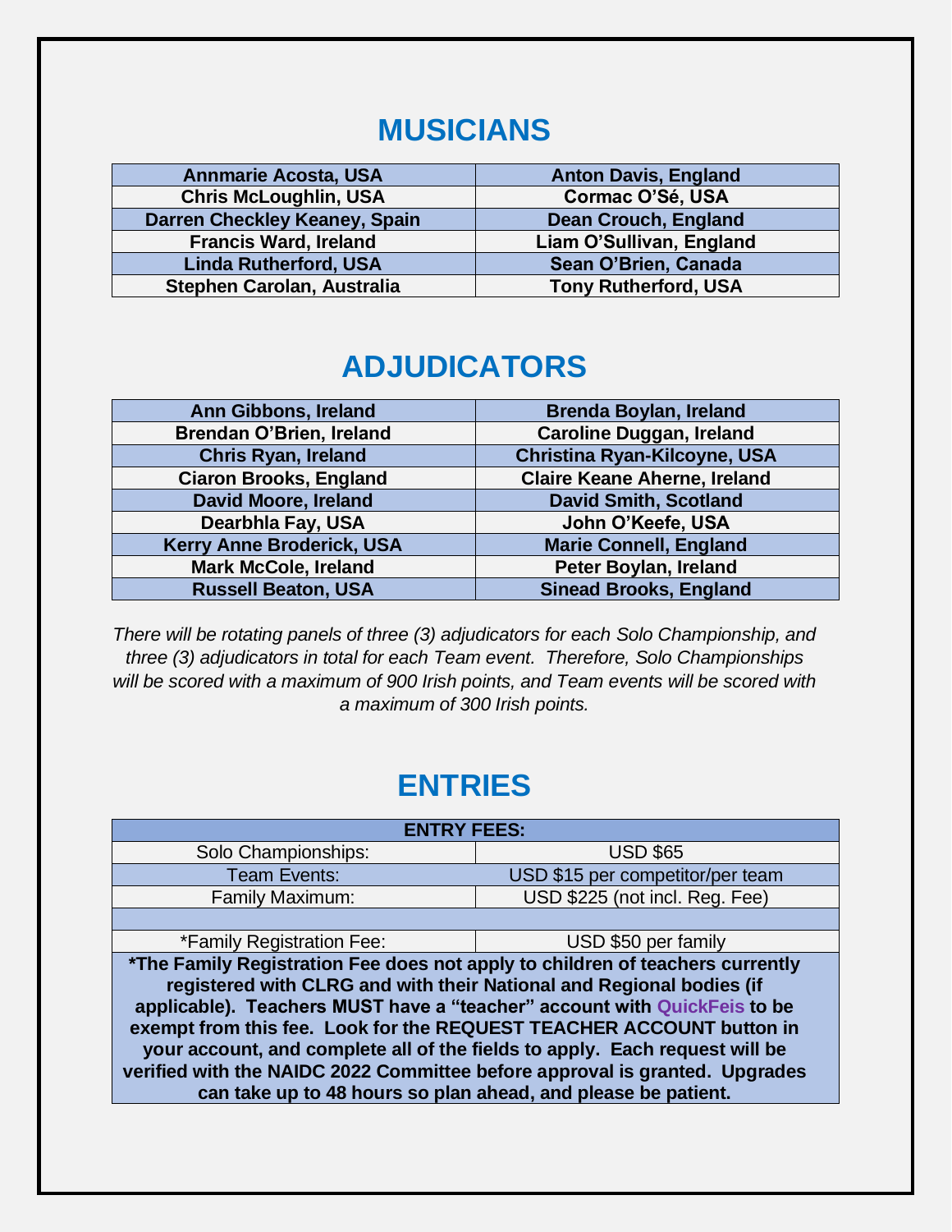## MUSICIANS

| | |
|---|---|
| **Annmarie Acosta, USA** | **Anton Davis, England** |
| **Chris McLoughlin, USA** | **Cormac O'Sé, USA** |
| **Darren Checkley Keaney, Spain** | **Dean Crouch, England** |
| **Francis Ward, Ireland** | **Liam O'Sullivan, England** |
| **Linda Rutherford, USA** | **Sean O'Brien, Canada** |
| **Stephen Carolan, Australia** | **Tony Rutherford, USA** |

## ADJUDICATORS

| | |
|---|---|
| **Ann Gibbons, Ireland** | **Brenda Boylan, Ireland** |
| **Brendan O'Brien, Ireland** | **Caroline Duggan, Ireland** |
| **Chris Ryan, Ireland** | **Christina Ryan-Kilcoyne, USA** |
| **Ciaron Brooks, England** | **Claire Keane Aherne, Ireland** |
| **David Moore, Ireland** | **David Smith, Scotland** |
| **Dearbhla Fay, USA** | **John O'Keefe, USA** |
| **Kerry Anne Broderick, USA** | **Marie Connell, England** |
| **Mark McCole, Ireland** | **Peter Boylan, Ireland** |
| **Russell Beaton, USA** | **Sinead Brooks, England** |

*There will be rotating panels of three (3) adjudicators for each Solo Championship, and three (3) adjudicators in total for each Team event. Therefore, Solo Championships will be scored with a maximum of 900 Irish points, and Team events will be scored with a maximum of 300 Irish points.*

## ENTRIES

| **ENTRY FEES:** | |
|---|---|
| Solo Championships: | USD $65 |
| Team Events: | USD $15 per competitor/per team |
| Family Maximum: | USD $225 (not incl. Reg. Fee) |
| | |
| *Family Registration Fee: | USD $50 per family |

**\*The Family Registration Fee does not apply to children of teachers currently registered with CLRG and with their National and Regional bodies (if applicable). Teachers MUST have a "teacher" account with QuickFeis to be exempt from this fee. Look for the REQUEST TEACHER ACCOUNT button in your account, and complete all of the fields to apply. Each request will be verified with the NAIDC 2022 Committee before approval is granted. Upgrades can take up to 48 hours so plan ahead, and please be patient.**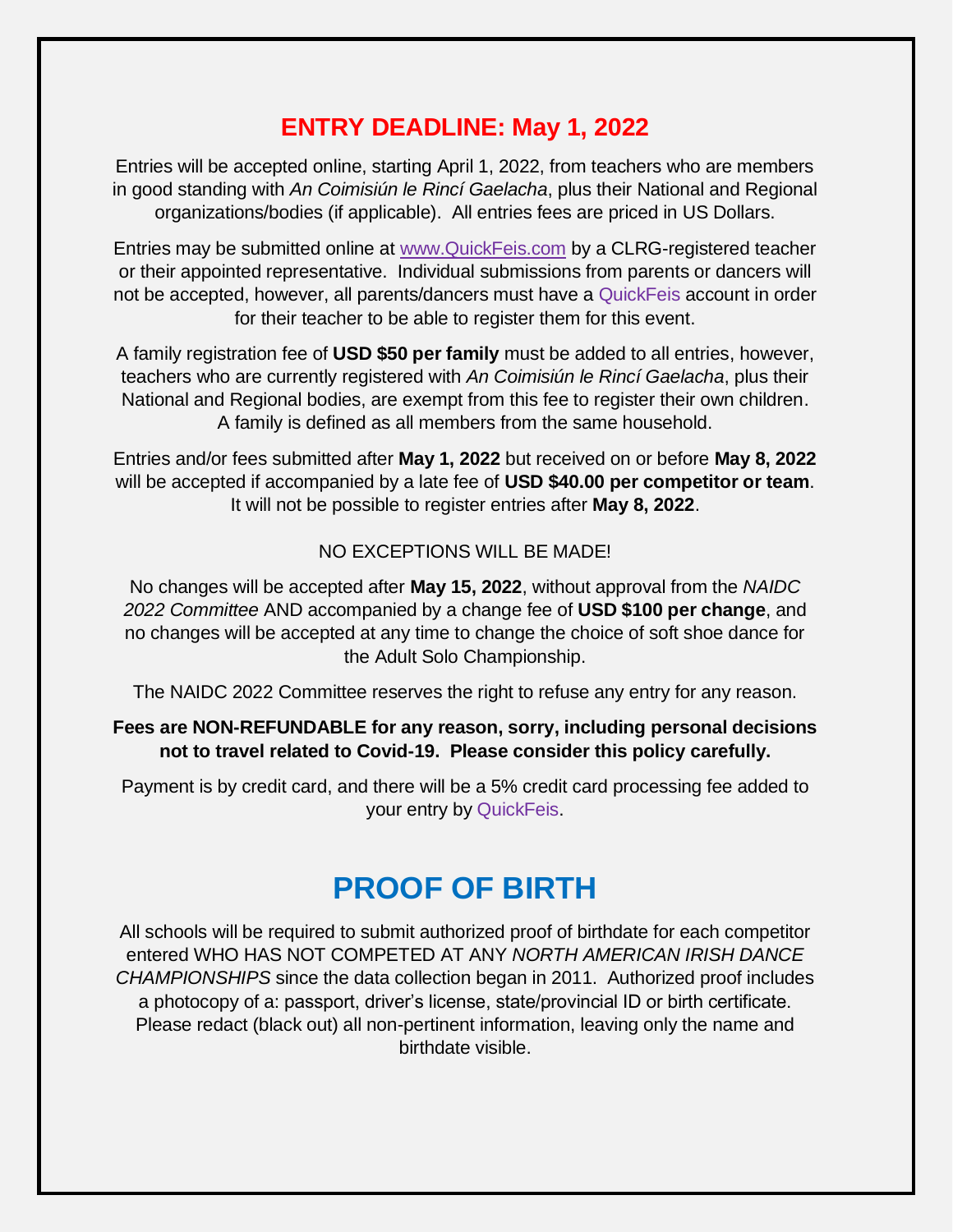## ENTRY DEADLINE: May 1, 2022

Entries will be accepted online, starting April 1, 2022, from teachers who are members in good standing with *An Coimisiún le Rincí Gaelacha*, plus their National and Regional organizations/bodies (if applicable). All entries fees are priced in US Dollars.

Entries may be submitted online at www.QuickFeis.com by a CLRG-registered teacher or their appointed representative. Individual submissions from parents or dancers will not be accepted, however, all parents/dancers must have a QuickFeis account in order for their teacher to be able to register them for this event.

A family registration fee of **USD $50 per family** must be added to all entries, however, teachers who are currently registered with *An Coimisiún le Rincí Gaelacha*, plus their National and Regional bodies, are exempt from this fee to register their own children. A family is defined as all members from the same household.

Entries and/or fees submitted after **May 1, 2022** but received on or before **May 8, 2022** will be accepted if accompanied by a late fee of **USD $40.00 per competitor or team**. It will not be possible to register entries after **May 8, 2022**.

NO EXCEPTIONS WILL BE MADE!

No changes will be accepted after **May 15, 2022**, without approval from the *NAIDC 2022 Committee* AND accompanied by a change fee of **USD $100 per change**, and no changes will be accepted at any time to change the choice of soft shoe dance for the Adult Solo Championship.

The NAIDC 2022 Committee reserves the right to refuse any entry for any reason.

**Fees are NON-REFUNDABLE for any reason, sorry, including personal decisions not to travel related to Covid-19. Please consider this policy carefully.**

Payment is by credit card, and there will be a 5% credit card processing fee added to your entry by QuickFeis.

# PROOF OF BIRTH

All schools will be required to submit authorized proof of birthdate for each competitor entered WHO HAS NOT COMPETED AT ANY *NORTH AMERICAN IRISH DANCE CHAMPIONSHIPS* since the data collection began in 2011. Authorized proof includes a photocopy of a: passport, driver's license, state/provincial ID or birth certificate. Please redact (black out) all non-pertinent information, leaving only the name and birthdate visible.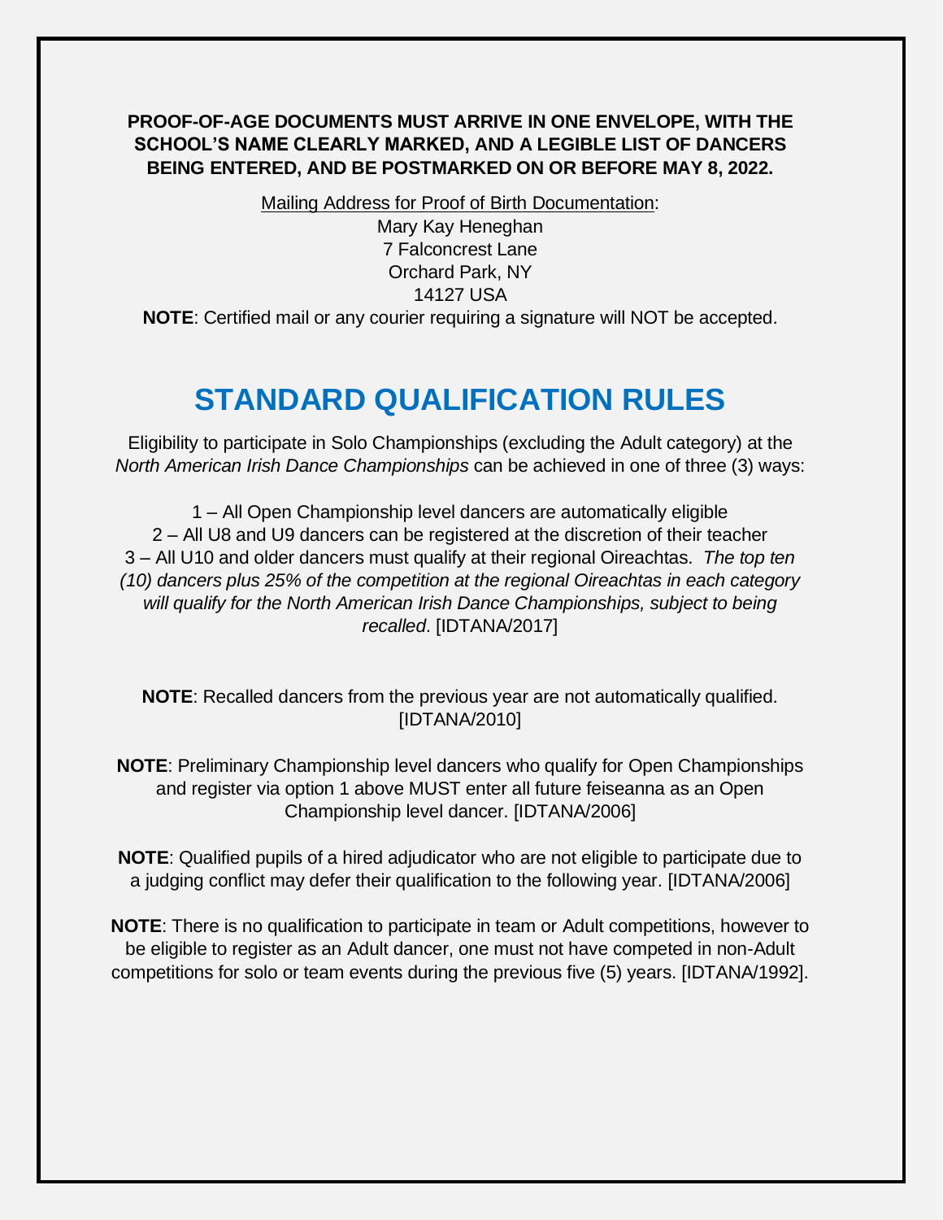**PROOF-OF-AGE DOCUMENTS MUST ARRIVE IN ONE ENVELOPE, WITH THE SCHOOL'S NAME CLEARLY MARKED, AND A LEGIBLE LIST OF DANCERS BEING ENTERED, AND BE POSTMARKED ON OR BEFORE MAY 8, 2022.**

Mailing Address for Proof of Birth Documentation:
Mary Kay Heneghan
7 Falconcrest Lane
Orchard Park, NY
14127 USA

**NOTE**: Certified mail or any courier requiring a signature will NOT be accepted.

# STANDARD QUALIFICATION RULES

Eligibility to participate in Solo Championships (excluding the Adult category) at the *North American Irish Dance Championships* can be achieved in one of three (3) ways:

1 – All Open Championship level dancers are automatically eligible
2 – All U8 and U9 dancers can be registered at the discretion of their teacher
3 – All U10 and older dancers must qualify at their regional Oireachtas. *The top ten (10) dancers plus 25% of the competition at the regional Oireachtas in each category will qualify for the North American Irish Dance Championships, subject to being recalled*. [IDTANA/2017]

**NOTE**: Recalled dancers from the previous year are not automatically qualified. [IDTANA/2010]

**NOTE**: Preliminary Championship level dancers who qualify for Open Championships and register via option 1 above MUST enter all future feiseanna as an Open Championship level dancer. [IDTANA/2006]

**NOTE**: Qualified pupils of a hired adjudicator who are not eligible to participate due to a judging conflict may defer their qualification to the following year. [IDTANA/2006]

**NOTE**: There is no qualification to participate in team or Adult competitions, however to be eligible to register as an Adult dancer, one must not have competed in non-Adult competitions for solo or team events during the previous five (5) years. [IDTANA/1992].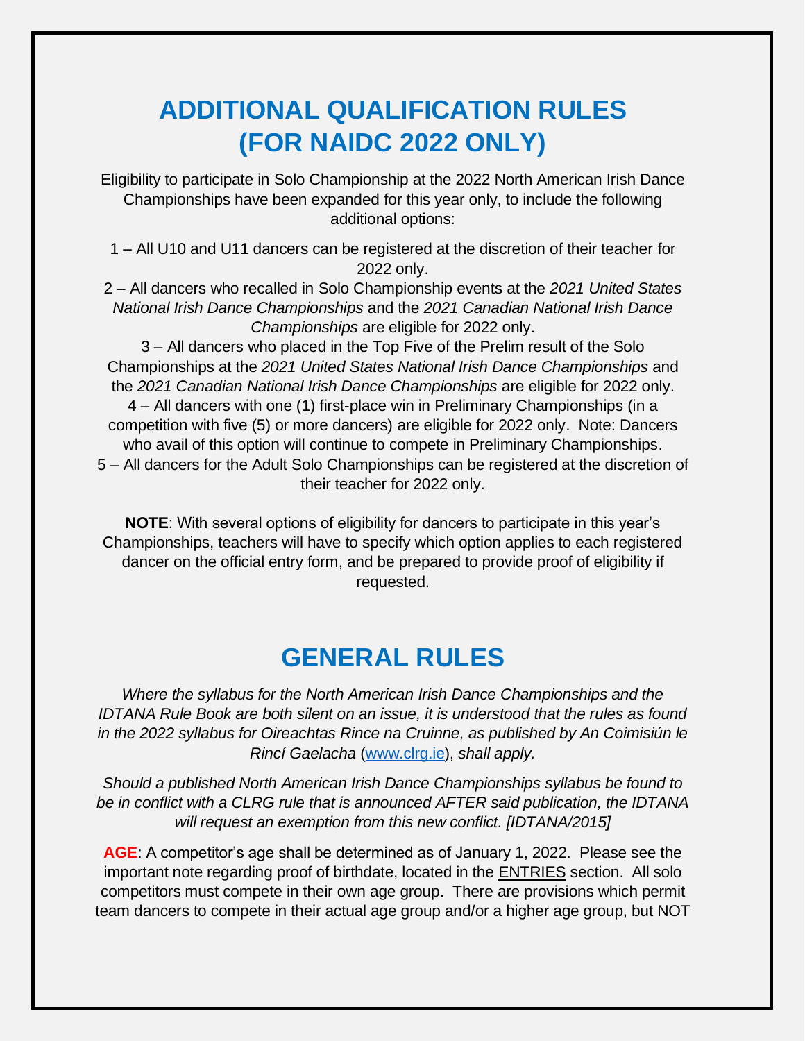# ADDITIONAL QUALIFICATION RULES (FOR NAIDC 2022 ONLY)

Eligibility to participate in Solo Championship at the 2022 North American Irish Dance Championships have been expanded for this year only, to include the following additional options:

1 – All U10 and U11 dancers can be registered at the discretion of their teacher for 2022 only.

2 – All dancers who recalled in Solo Championship events at the *2021 United States National Irish Dance Championships* and the *2021 Canadian National Irish Dance Championships* are eligible for 2022 only.

3 – All dancers who placed in the Top Five of the Prelim result of the Solo Championships at the *2021 United States National Irish Dance Championships* and the *2021 Canadian National Irish Dance Championships* are eligible for 2022 only.

4 – All dancers with one (1) first-place win in Preliminary Championships (in a competition with five (5) or more dancers) are eligible for 2022 only. Note: Dancers who avail of this option will continue to compete in Preliminary Championships.

5 – All dancers for the Adult Solo Championships can be registered at the discretion of their teacher for 2022 only.

**NOTE**: With several options of eligibility for dancers to participate in this year's Championships, teachers will have to specify which option applies to each registered dancer on the official entry form, and be prepared to provide proof of eligibility if requested.

# GENERAL RULES

*Where the syllabus for the North American Irish Dance Championships and the IDTANA Rule Book are both silent on an issue, it is understood that the rules as found in the 2022 syllabus for Oireachtas Rince na Cruinne, as published by An Coimisiún le Rincí Gaelacha* (www.clrg.ie), *shall apply.*

*Should a published North American Irish Dance Championships syllabus be found to be in conflict with a CLRG rule that is announced AFTER said publication, the IDTANA will request an exemption from this new conflict. [IDTANA/2015]*

**AGE**: A competitor's age shall be determined as of January 1, 2022. Please see the important note regarding proof of birthdate, located in the ENTRIES section. All solo competitors must compete in their own age group. There are provisions which permit team dancers to compete in their actual age group and/or a higher age group, but NOT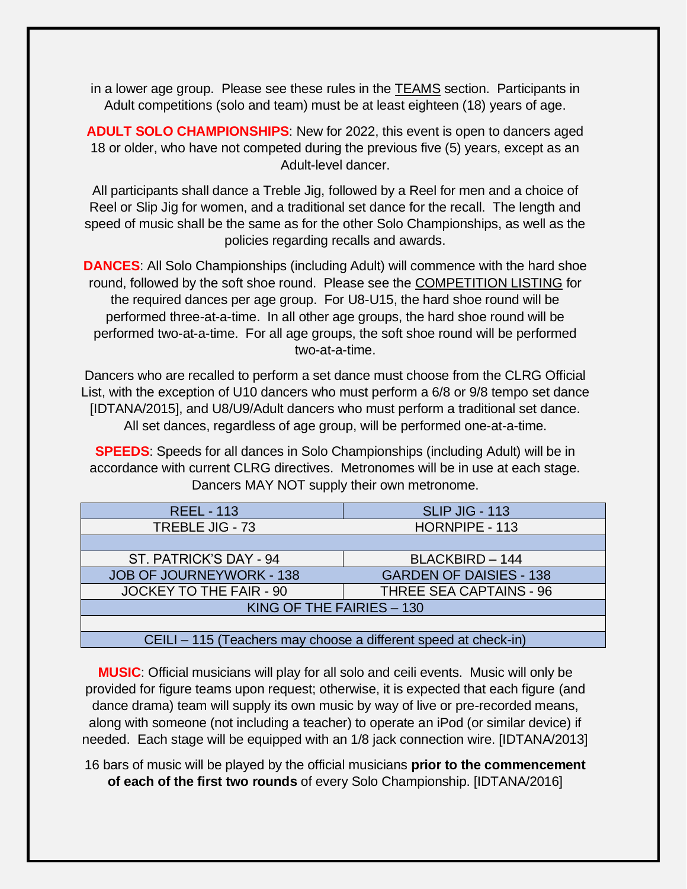in a lower age group. Please see these rules in the TEAMS section. Participants in Adult competitions (solo and team) must be at least eighteen (18) years of age.

**ADULT SOLO CHAMPIONSHIPS**: New for 2022, this event is open to dancers aged 18 or older, who have not competed during the previous five (5) years, except as an Adult-level dancer.

All participants shall dance a Treble Jig, followed by a Reel for men and a choice of Reel or Slip Jig for women, and a traditional set dance for the recall. The length and speed of music shall be the same as for the other Solo Championships, as well as the policies regarding recalls and awards.

**DANCES**: All Solo Championships (including Adult) will commence with the hard shoe round, followed by the soft shoe round. Please see the COMPETITION LISTING for the required dances per age group. For U8-U15, the hard shoe round will be performed three-at-a-time. In all other age groups, the hard shoe round will be performed two-at-a-time. For all age groups, the soft shoe round will be performed two-at-a-time.

Dancers who are recalled to perform a set dance must choose from the CLRG Official List, with the exception of U10 dancers who must perform a 6/8 or 9/8 tempo set dance [IDTANA/2015], and U8/U9/Adult dancers who must perform a traditional set dance. All set dances, regardless of age group, will be performed one-at-a-time.

**SPEEDS**: Speeds for all dances in Solo Championships (including Adult) will be in accordance with current CLRG directives. Metronomes will be in use at each stage. Dancers MAY NOT supply their own metronome.

| REEL - 113 | SLIP JIG - 113 |
|---|---|
| TREBLE JIG - 73 | HORNPIPE - 113 |
| | |
| ST. PATRICK'S DAY - 94 | BLACKBIRD – 144 |
| JOB OF JOURNEYWORK - 138 | GARDEN OF DAISIES - 138 |
| JOCKEY TO THE FAIR - 90 | THREE SEA CAPTAINS - 96 |
| KING OF THE FAIRIES – 130 | |
| | |
| CEILI – 115 (Teachers may choose a different speed at check-in) | |

**MUSIC**: Official musicians will play for all solo and ceili events. Music will only be provided for figure teams upon request; otherwise, it is expected that each figure (and dance drama) team will supply its own music by way of live or pre-recorded means, along with someone (not including a teacher) to operate an iPod (or similar device) if needed. Each stage will be equipped with an 1/8 jack connection wire. [IDTANA/2013]

16 bars of music will be played by the official musicians **prior to the commencement of each of the first two rounds** of every Solo Championship. [IDTANA/2016]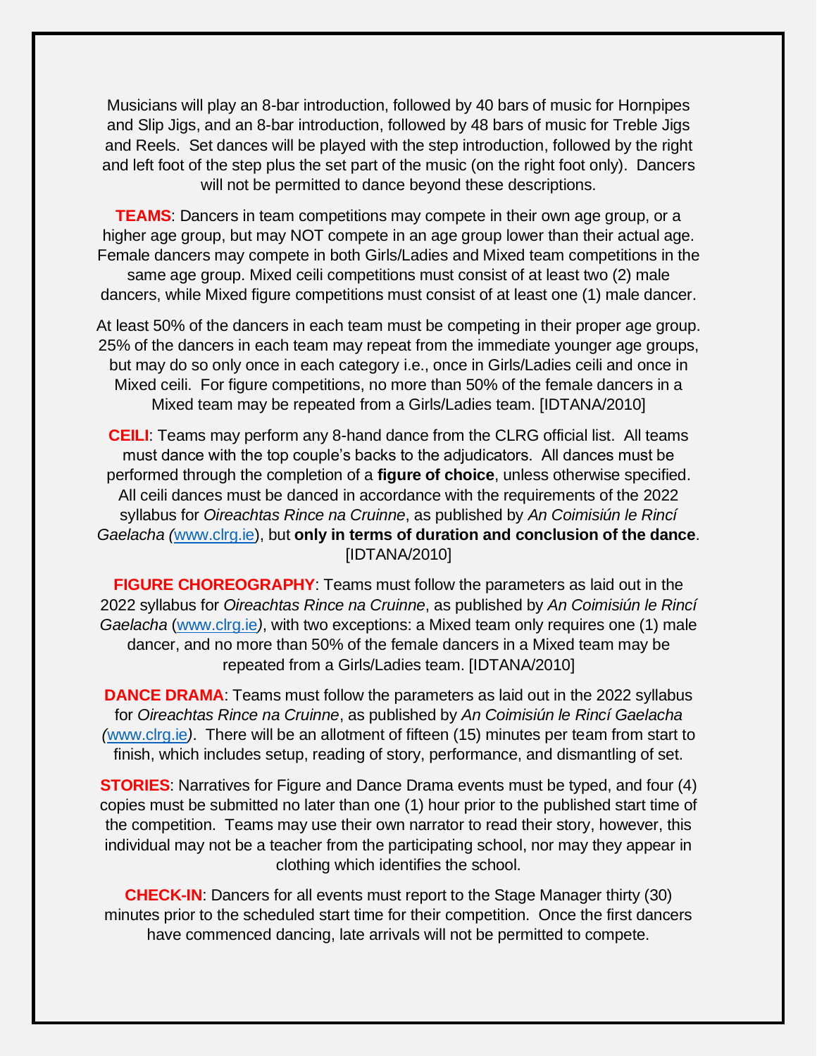Musicians will play an 8-bar introduction, followed by 40 bars of music for Hornpipes and Slip Jigs, and an 8-bar introduction, followed by 48 bars of music for Treble Jigs and Reels. Set dances will be played with the step introduction, followed by the right and left foot of the step plus the set part of the music (on the right foot only). Dancers will not be permitted to dance beyond these descriptions.

**TEAMS**: Dancers in team competitions may compete in their own age group, or a higher age group, but may NOT compete in an age group lower than their actual age. Female dancers may compete in both Girls/Ladies and Mixed team competitions in the same age group. Mixed ceili competitions must consist of at least two (2) male dancers, while Mixed figure competitions must consist of at least one (1) male dancer.

At least 50% of the dancers in each team must be competing in their proper age group. 25% of the dancers in each team may repeat from the immediate younger age groups, but may do so only once in each category i.e., once in Girls/Ladies ceili and once in Mixed ceili. For figure competitions, no more than 50% of the female dancers in a Mixed team may be repeated from a Girls/Ladies team. [IDTANA/2010]

**CEILI**: Teams may perform any 8-hand dance from the CLRG official list. All teams must dance with the top couple's backs to the adjudicators. All dances must be performed through the completion of a **figure of choice**, unless otherwise specified. All ceili dances must be danced in accordance with the requirements of the 2022 syllabus for *Oireachtas Rince na Cruinne*, as published by *An Coimisiún le Rincí Gaelacha (*www.clrg.ie), but **only in terms of duration and conclusion of the dance**. [IDTANA/2010]

**FIGURE CHOREOGRAPHY**: Teams must follow the parameters as laid out in the 2022 syllabus for *Oireachtas Rince na Cruinne*, as published by *An Coimisiún le Rincí Gaelacha* (www.clrg.ie*)*, with two exceptions: a Mixed team only requires one (1) male dancer, and no more than 50% of the female dancers in a Mixed team may be repeated from a Girls/Ladies team. [IDTANA/2010]

**DANCE DRAMA**: Teams must follow the parameters as laid out in the 2022 syllabus for *Oireachtas Rince na Cruinne*, as published by *An Coimisiún le Rincí Gaelacha (*www.clrg.ie*)*. There will be an allotment of fifteen (15) minutes per team from start to finish, which includes setup, reading of story, performance, and dismantling of set.

**STORIES**: Narratives for Figure and Dance Drama events must be typed, and four (4) copies must be submitted no later than one (1) hour prior to the published start time of the competition. Teams may use their own narrator to read their story, however, this individual may not be a teacher from the participating school, nor may they appear in clothing which identifies the school.

**CHECK-IN**: Dancers for all events must report to the Stage Manager thirty (30) minutes prior to the scheduled start time for their competition. Once the first dancers have commenced dancing, late arrivals will not be permitted to compete.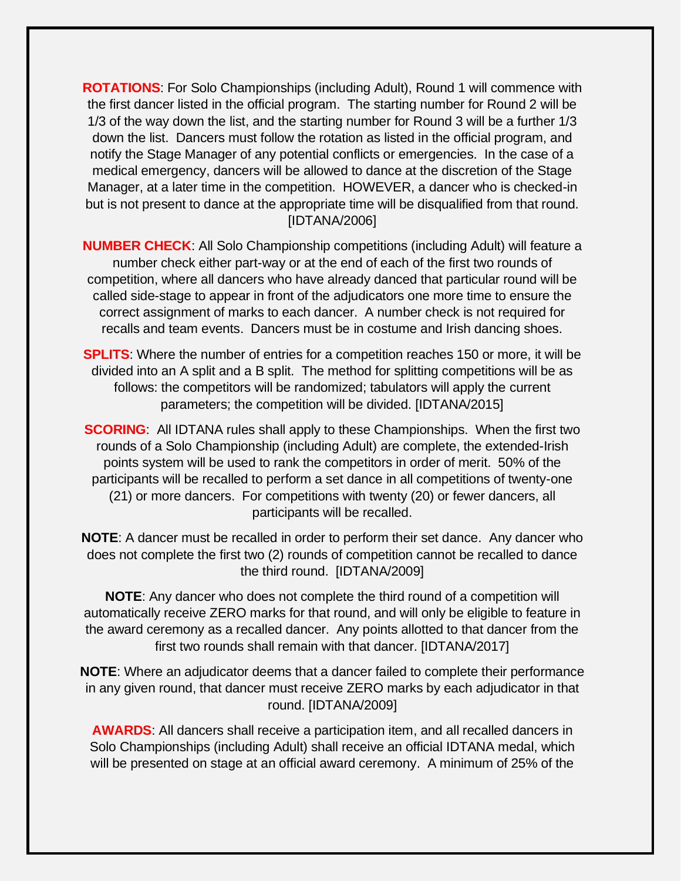**ROTATIONS**: For Solo Championships (including Adult), Round 1 will commence with the first dancer listed in the official program. The starting number for Round 2 will be 1/3 of the way down the list, and the starting number for Round 3 will be a further 1/3 down the list. Dancers must follow the rotation as listed in the official program, and notify the Stage Manager of any potential conflicts or emergencies. In the case of a medical emergency, dancers will be allowed to dance at the discretion of the Stage Manager, at a later time in the competition. HOWEVER, a dancer who is checked-in but is not present to dance at the appropriate time will be disqualified from that round. [IDTANA/2006]

**NUMBER CHECK**: All Solo Championship competitions (including Adult) will feature a number check either part-way or at the end of each of the first two rounds of competition, where all dancers who have already danced that particular round will be called side-stage to appear in front of the adjudicators one more time to ensure the correct assignment of marks to each dancer. A number check is not required for recalls and team events. Dancers must be in costume and Irish dancing shoes.

**SPLITS**: Where the number of entries for a competition reaches 150 or more, it will be divided into an A split and a B split. The method for splitting competitions will be as follows: the competitors will be randomized; tabulators will apply the current parameters; the competition will be divided. [IDTANA/2015]

**SCORING**: All IDTANA rules shall apply to these Championships. When the first two rounds of a Solo Championship (including Adult) are complete, the extended-Irish points system will be used to rank the competitors in order of merit. 50% of the participants will be recalled to perform a set dance in all competitions of twenty-one (21) or more dancers. For competitions with twenty (20) or fewer dancers, all participants will be recalled.

**NOTE**: A dancer must be recalled in order to perform their set dance. Any dancer who does not complete the first two (2) rounds of competition cannot be recalled to dance the third round. [IDTANA/2009]

**NOTE**: Any dancer who does not complete the third round of a competition will automatically receive ZERO marks for that round, and will only be eligible to feature in the award ceremony as a recalled dancer. Any points allotted to that dancer from the first two rounds shall remain with that dancer. [IDTANA/2017]

**NOTE**: Where an adjudicator deems that a dancer failed to complete their performance in any given round, that dancer must receive ZERO marks by each adjudicator in that round. [IDTANA/2009]

**AWARDS**: All dancers shall receive a participation item, and all recalled dancers in Solo Championships (including Adult) shall receive an official IDTANA medal, which will be presented on stage at an official award ceremony. A minimum of 25% of the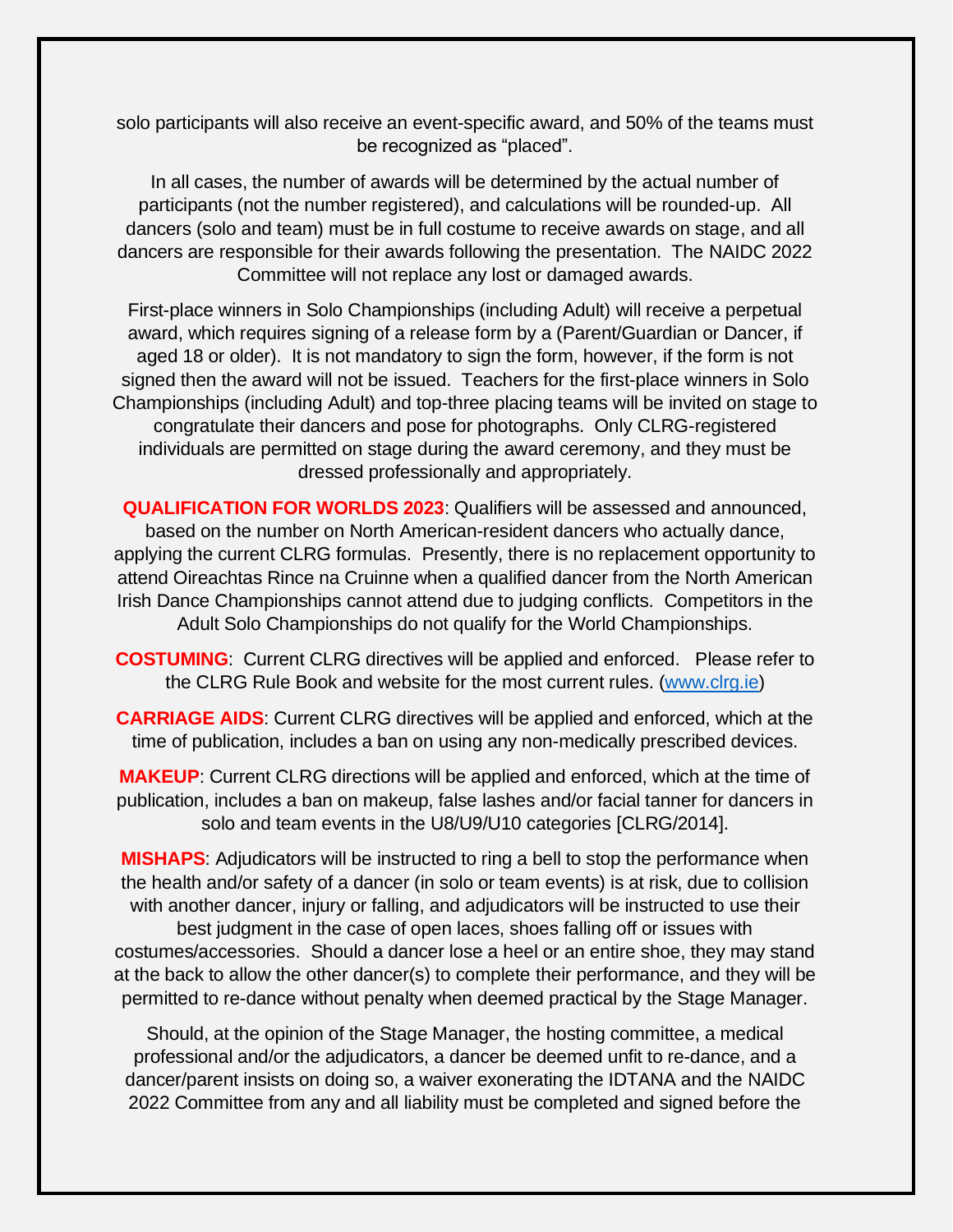solo participants will also receive an event-specific award, and 50% of the teams must be recognized as "placed".

In all cases, the number of awards will be determined by the actual number of participants (not the number registered), and calculations will be rounded-up. All dancers (solo and team) must be in full costume to receive awards on stage, and all dancers are responsible for their awards following the presentation. The NAIDC 2022 Committee will not replace any lost or damaged awards.

First-place winners in Solo Championships (including Adult) will receive a perpetual award, which requires signing of a release form by a (Parent/Guardian or Dancer, if aged 18 or older). It is not mandatory to sign the form, however, if the form is not signed then the award will not be issued. Teachers for the first-place winners in Solo Championships (including Adult) and top-three placing teams will be invited on stage to congratulate their dancers and pose for photographs. Only CLRG-registered individuals are permitted on stage during the award ceremony, and they must be dressed professionally and appropriately.

**QUALIFICATION FOR WORLDS 2023**: Qualifiers will be assessed and announced, based on the number on North American-resident dancers who actually dance, applying the current CLRG formulas. Presently, there is no replacement opportunity to attend Oireachtas Rince na Cruinne when a qualified dancer from the North American Irish Dance Championships cannot attend due to judging conflicts. Competitors in the Adult Solo Championships do not qualify for the World Championships.

**COSTUMING**: Current CLRG directives will be applied and enforced. Please refer to the CLRG Rule Book and website for the most current rules. (www.clrg.ie)

**CARRIAGE AIDS**: Current CLRG directives will be applied and enforced, which at the time of publication, includes a ban on using any non-medically prescribed devices.

**MAKEUP**: Current CLRG directions will be applied and enforced, which at the time of publication, includes a ban on makeup, false lashes and/or facial tanner for dancers in solo and team events in the U8/U9/U10 categories [CLRG/2014].

**MISHAPS**: Adjudicators will be instructed to ring a bell to stop the performance when the health and/or safety of a dancer (in solo or team events) is at risk, due to collision with another dancer, injury or falling, and adjudicators will be instructed to use their best judgment in the case of open laces, shoes falling off or issues with costumes/accessories. Should a dancer lose a heel or an entire shoe, they may stand at the back to allow the other dancer(s) to complete their performance, and they will be permitted to re-dance without penalty when deemed practical by the Stage Manager.

Should, at the opinion of the Stage Manager, the hosting committee, a medical professional and/or the adjudicators, a dancer be deemed unfit to re-dance, and a dancer/parent insists on doing so, a waiver exonerating the IDTANA and the NAIDC 2022 Committee from any and all liability must be completed and signed before the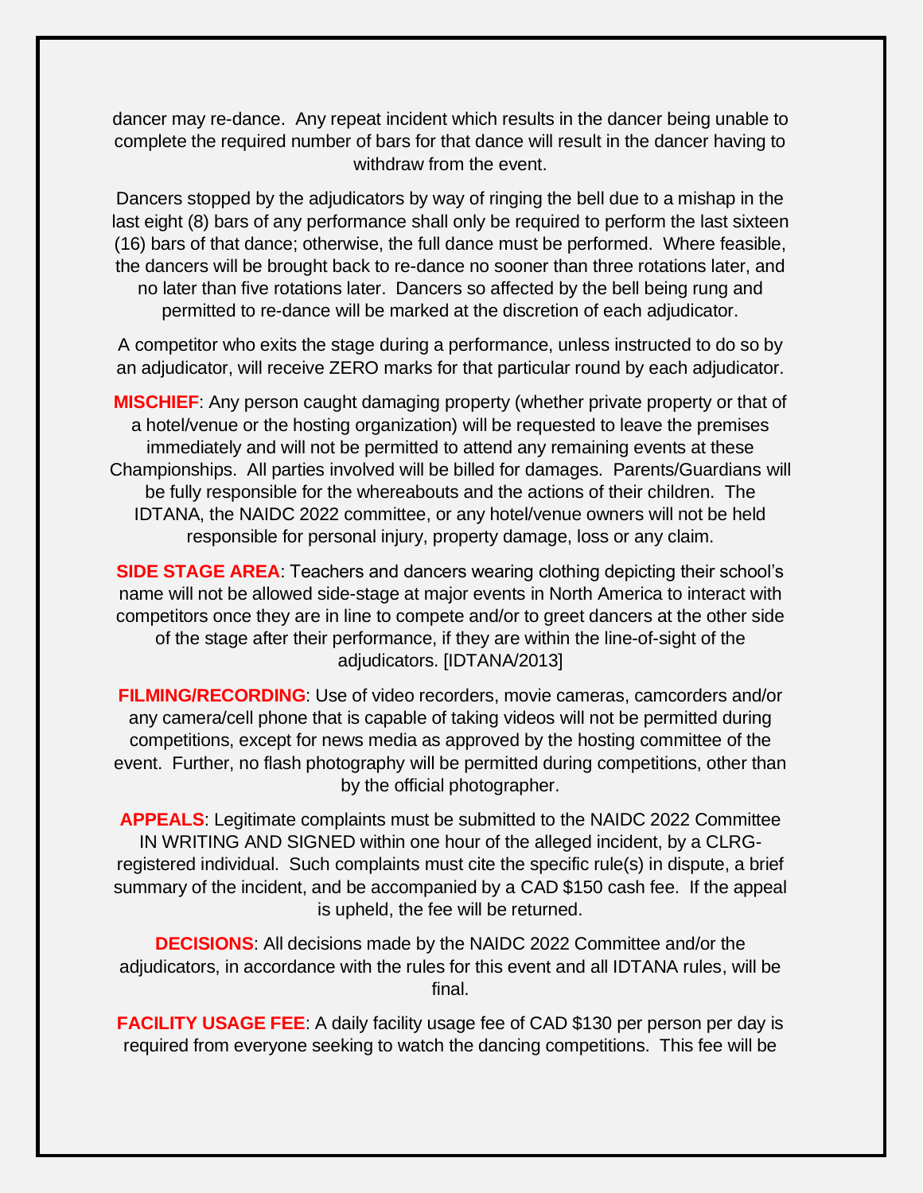dancer may re-dance. Any repeat incident which results in the dancer being unable to complete the required number of bars for that dance will result in the dancer having to withdraw from the event.

Dancers stopped by the adjudicators by way of ringing the bell due to a mishap in the last eight (8) bars of any performance shall only be required to perform the last sixteen (16) bars of that dance; otherwise, the full dance must be performed. Where feasible, the dancers will be brought back to re-dance no sooner than three rotations later, and no later than five rotations later. Dancers so affected by the bell being rung and permitted to re-dance will be marked at the discretion of each adjudicator.

A competitor who exits the stage during a performance, unless instructed to do so by an adjudicator, will receive ZERO marks for that particular round by each adjudicator.

**MISCHIEF**: Any person caught damaging property (whether private property or that of a hotel/venue or the hosting organization) will be requested to leave the premises immediately and will not be permitted to attend any remaining events at these Championships. All parties involved will be billed for damages. Parents/Guardians will be fully responsible for the whereabouts and the actions of their children. The IDTANA, the NAIDC 2022 committee, or any hotel/venue owners will not be held responsible for personal injury, property damage, loss or any claim.

**SIDE STAGE AREA**: Teachers and dancers wearing clothing depicting their school's name will not be allowed side-stage at major events in North America to interact with competitors once they are in line to compete and/or to greet dancers at the other side of the stage after their performance, if they are within the line-of-sight of the adjudicators. [IDTANA/2013]

**FILMING/RECORDING**: Use of video recorders, movie cameras, camcorders and/or any camera/cell phone that is capable of taking videos will not be permitted during competitions, except for news media as approved by the hosting committee of the event. Further, no flash photography will be permitted during competitions, other than by the official photographer.

**APPEALS**: Legitimate complaints must be submitted to the NAIDC 2022 Committee IN WRITING AND SIGNED within one hour of the alleged incident, by a CLRG-registered individual. Such complaints must cite the specific rule(s) in dispute, a brief summary of the incident, and be accompanied by a CAD $150 cash fee. If the appeal is upheld, the fee will be returned.

**DECISIONS**: All decisions made by the NAIDC 2022 Committee and/or the adjudicators, in accordance with the rules for this event and all IDTANA rules, will be final.

**FACILITY USAGE FEE**: A daily facility usage fee of CAD $130 per person per day is required from everyone seeking to watch the dancing competitions. This fee will be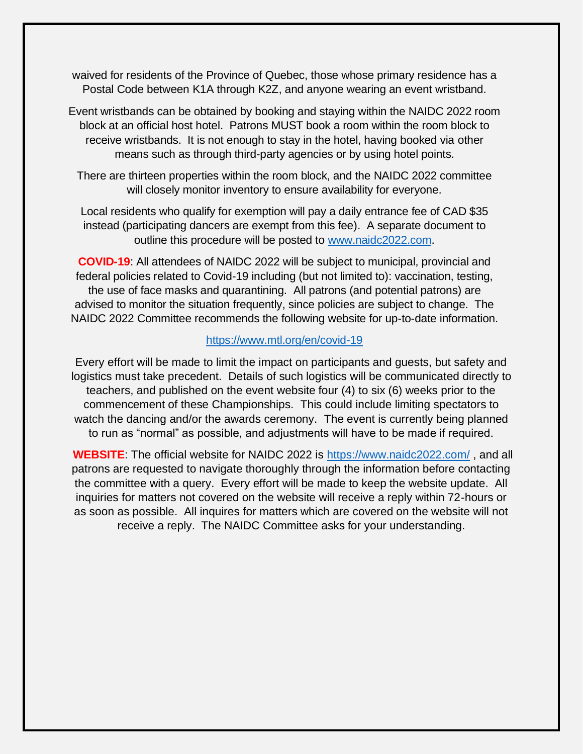waived for residents of the Province of Quebec, those whose primary residence has a Postal Code between K1A through K2Z, and anyone wearing an event wristband.

Event wristbands can be obtained by booking and staying within the NAIDC 2022 room block at an official host hotel. Patrons MUST book a room within the room block to receive wristbands. It is not enough to stay in the hotel, having booked via other means such as through third-party agencies or by using hotel points.

There are thirteen properties within the room block, and the NAIDC 2022 committee will closely monitor inventory to ensure availability for everyone.

Local residents who qualify for exemption will pay a daily entrance fee of CAD $35 instead (participating dancers are exempt from this fee). A separate document to outline this procedure will be posted to [www.naidc2022.com](www.naidc2022.com).

**COVID-19**: All attendees of NAIDC 2022 will be subject to municipal, provincial and federal policies related to Covid-19 including (but not limited to): vaccination, testing, the use of face masks and quarantining. All patrons (and potential patrons) are advised to monitor the situation frequently, since policies are subject to change. The NAIDC 2022 Committee recommends the following website for up-to-date information.

[https://www.mtl.org/en/covid-19](https://www.mtl.org/en/covid-19)

Every effort will be made to limit the impact on participants and guests, but safety and logistics must take precedent. Details of such logistics will be communicated directly to teachers, and published on the event website four (4) to six (6) weeks prior to the commencement of these Championships. This could include limiting spectators to watch the dancing and/or the awards ceremony. The event is currently being planned to run as "normal" as possible, and adjustments will have to be made if required.

**WEBSITE**: The official website for NAIDC 2022 is [https://www.naidc2022.com/](https://www.naidc2022.com/) , and all patrons are requested to navigate thoroughly through the information before contacting the committee with a query. Every effort will be made to keep the website update. All inquiries for matters not covered on the website will receive a reply within 72-hours or as soon as possible. All inquires for matters which are covered on the website will not receive a reply. The NAIDC Committee asks for your understanding.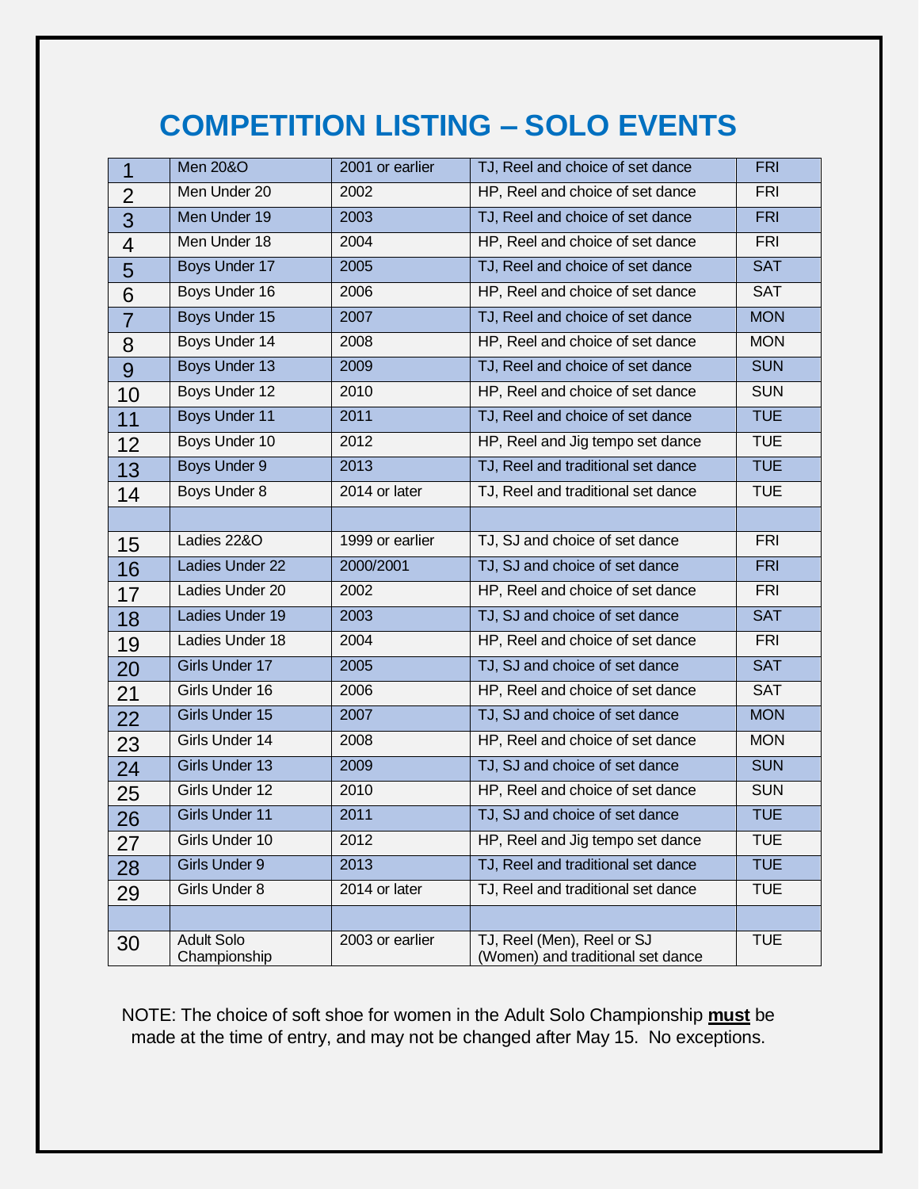# COMPETITION LISTING – SOLO EVENTS

| | | | | |
|---|---|---|---|---|
| 1 | Men 20&O | 2001 or earlier | TJ, Reel and choice of set dance | FRI |
| 2 | Men Under 20 | 2002 | HP, Reel and choice of set dance | FRI |
| 3 | Men Under 19 | 2003 | TJ, Reel and choice of set dance | FRI |
| 4 | Men Under 18 | 2004 | HP, Reel and choice of set dance | FRI |
| 5 | Boys Under 17 | 2005 | TJ, Reel and choice of set dance | SAT |
| 6 | Boys Under 16 | 2006 | HP, Reel and choice of set dance | SAT |
| 7 | Boys Under 15 | 2007 | TJ, Reel and choice of set dance | MON |
| 8 | Boys Under 14 | 2008 | HP, Reel and choice of set dance | MON |
| 9 | Boys Under 13 | 2009 | TJ, Reel and choice of set dance | SUN |
| 10 | Boys Under 12 | 2010 | HP, Reel and choice of set dance | SUN |
| 11 | Boys Under 11 | 2011 | TJ, Reel and choice of set dance | TUE |
| 12 | Boys Under 10 | 2012 | HP, Reel and Jig tempo set dance | TUE |
| 13 | Boys Under 9 | 2013 | TJ, Reel and traditional set dance | TUE |
| 14 | Boys Under 8 | 2014 or later | TJ, Reel and traditional set dance | TUE |
| | | | | |
| 15 | Ladies 22&O | 1999 or earlier | TJ, SJ and choice of set dance | FRI |
| 16 | Ladies Under 22 | 2000/2001 | TJ, SJ and choice of set dance | FRI |
| 17 | Ladies Under 20 | 2002 | HP, Reel and choice of set dance | FRI |
| 18 | Ladies Under 19 | 2003 | TJ, SJ and choice of set dance | SAT |
| 19 | Ladies Under 18 | 2004 | HP, Reel and choice of set dance | FRI |
| 20 | Girls Under 17 | 2005 | TJ, SJ and choice of set dance | SAT |
| 21 | Girls Under 16 | 2006 | HP, Reel and choice of set dance | SAT |
| 22 | Girls Under 15 | 2007 | TJ, SJ and choice of set dance | MON |
| 23 | Girls Under 14 | 2008 | HP, Reel and choice of set dance | MON |
| 24 | Girls Under 13 | 2009 | TJ, SJ and choice of set dance | SUN |
| 25 | Girls Under 12 | 2010 | HP, Reel and choice of set dance | SUN |
| 26 | Girls Under 11 | 2011 | TJ, SJ and choice of set dance | TUE |
| 27 | Girls Under 10 | 2012 | HP, Reel and Jig tempo set dance | TUE |
| 28 | Girls Under 9 | 2013 | TJ, Reel and traditional set dance | TUE |
| 29 | Girls Under 8 | 2014 or later | TJ, Reel and traditional set dance | TUE |
| | | | | |
| 30 | Adult Solo Championship | 2003 or earlier | TJ, Reel (Men), Reel or SJ (Women) and traditional set dance | TUE |

NOTE: The choice of soft shoe for women in the Adult Solo Championship **must** be made at the time of entry, and may not be changed after May 15. No exceptions.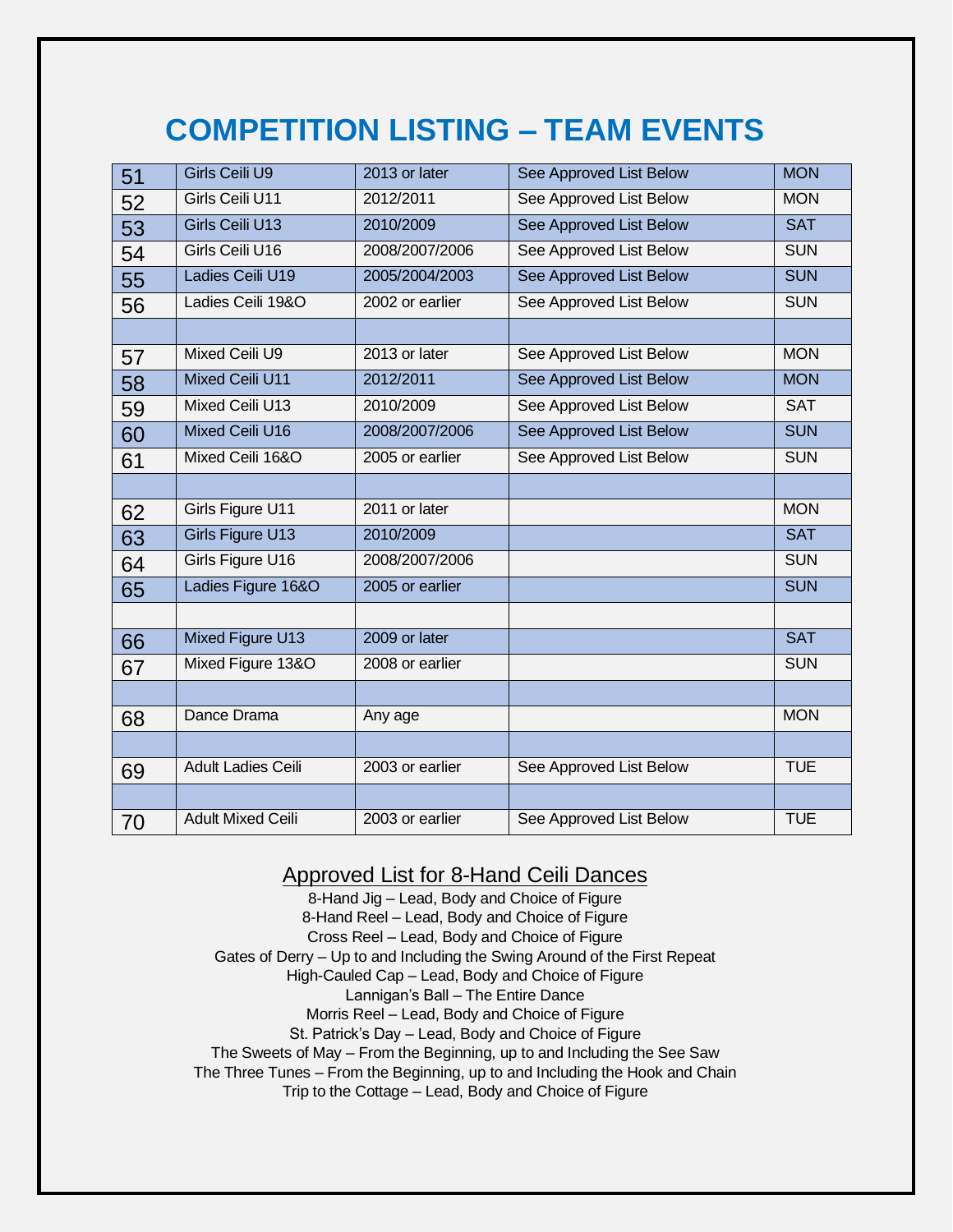# COMPETITION LISTING – TEAM EVENTS

| | | | | |
|---|---|---|---|---|
| 51 | Girls Ceili U9 | 2013 or later | See Approved List Below | MON |
| 52 | Girls Ceili U11 | 2012/2011 | See Approved List Below | MON |
| 53 | Girls Ceili U13 | 2010/2009 | See Approved List Below | SAT |
| 54 | Girls Ceili U16 | 2008/2007/2006 | See Approved List Below | SUN |
| 55 | Ladies Ceili U19 | 2005/2004/2003 | See Approved List Below | SUN |
| 56 | Ladies Ceili 19&O | 2002 or earlier | See Approved List Below | SUN |
| | | | | |
| 57 | Mixed Ceili U9 | 2013 or later | See Approved List Below | MON |
| 58 | Mixed Ceili U11 | 2012/2011 | See Approved List Below | MON |
| 59 | Mixed Ceili U13 | 2010/2009 | See Approved List Below | SAT |
| 60 | Mixed Ceili U16 | 2008/2007/2006 | See Approved List Below | SUN |
| 61 | Mixed Ceili 16&O | 2005 or earlier | See Approved List Below | SUN |
| | | | | |
| 62 | Girls Figure U11 | 2011 or later | | MON |
| 63 | Girls Figure U13 | 2010/2009 | | SAT |
| 64 | Girls Figure U16 | 2008/2007/2006 | | SUN |
| 65 | Ladies Figure 16&O | 2005 or earlier | | SUN |
| | | | | |
| 66 | Mixed Figure U13 | 2009 or later | | SAT |
| 67 | Mixed Figure 13&O | 2008 or earlier | | SUN |
| | | | | |
| 68 | Dance Drama | Any age | | MON |
| | | | | |
| 69 | Adult Ladies Ceili | 2003 or earlier | See Approved List Below | TUE |
| | | | | |
| 70 | Adult Mixed Ceili | 2003 or earlier | See Approved List Below | TUE |

## Approved List for 8-Hand Ceili Dances

8-Hand Jig – Lead, Body and Choice of Figure
8-Hand Reel – Lead, Body and Choice of Figure
Cross Reel – Lead, Body and Choice of Figure
Gates of Derry – Up to and Including the Swing Around of the First Repeat
High-Cauled Cap – Lead, Body and Choice of Figure
Lannigan's Ball – The Entire Dance
Morris Reel – Lead, Body and Choice of Figure
St. Patrick's Day – Lead, Body and Choice of Figure
The Sweets of May – From the Beginning, up to and Including the See Saw
The Three Tunes – From the Beginning, up to and Including the Hook and Chain
Trip to the Cottage – Lead, Body and Choice of Figure